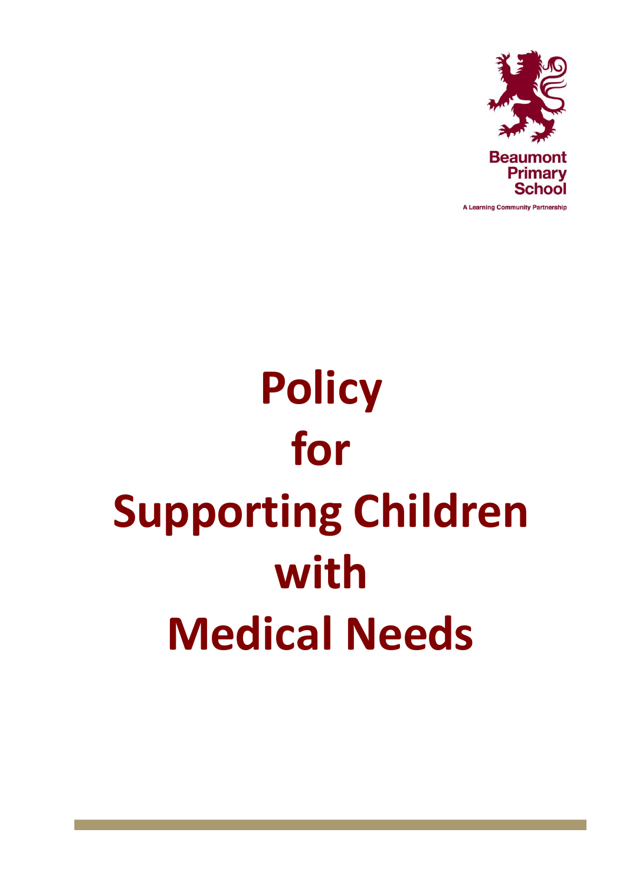Beaumont Primary School

A Learning Community Partnership

# Policy for Supporting Children with Medical Needs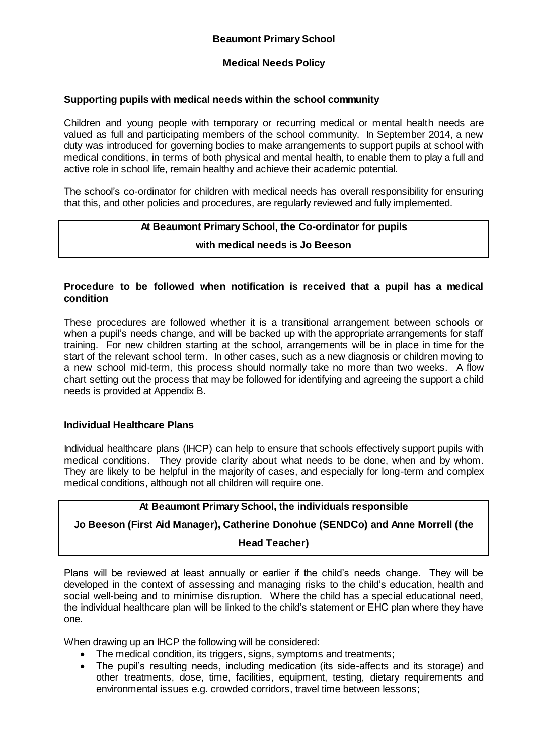**Beaumont Primary School**

**Medical Needs Policy**

**Supporting pupils with medical needs within the school community**

Children and young people with temporary or recurring medical or mental health needs are valued as full and participating members of the school community. In September 2014, a new duty was introduced for governing bodies to make arrangements to support pupils at school with medical conditions, in terms of both physical and mental health, to enable them to play a full and active role in school life, remain healthy and achieve their academic potential.

The school's co-ordinator for children with medical needs has overall responsibility for ensuring that this, and other policies and procedures, are regularly reviewed and fully implemented.

**At Beaumont Primary School, the Co-ordinator for pupils with medical needs is Jo Beeson**

**Procedure to be followed when notification is received that a pupil has a medical condition**

These procedures are followed whether it is a transitional arrangement between schools or when a pupil's needs change, and will be backed up with the appropriate arrangements for staff training. For new children starting at the school, arrangements will be in place in time for the start of the relevant school term. In other cases, such as a new diagnosis or children moving to a new school mid-term, this process should normally take no more than two weeks. A flow chart setting out the process that may be followed for identifying and agreeing the support a child needs is provided at Appendix B.

**Individual Healthcare Plans**

Individual healthcare plans (IHCP) can help to ensure that schools effectively support pupils with medical conditions. They provide clarity about what needs to be done, when and by whom. They are likely to be helpful in the majority of cases, and especially for long-term and complex medical conditions, although not all children will require one.

**At Beaumont Primary School, the individuals responsible**

**Jo Beeson (First Aid Manager), Catherine Donohue (SENDCo) and Anne Morrell (the Head Teacher)**

Plans will be reviewed at least annually or earlier if the child's needs change. They will be developed in the context of assessing and managing risks to the child's education, health and social well-being and to minimise disruption. Where the child has a special educational need, the individual healthcare plan will be linked to the child's statement or EHC plan where they have one.

When drawing up an IHCP the following will be considered:

- The medical condition, its triggers, signs, symptoms and treatments;
- The pupil's resulting needs, including medication (its side-affects and its storage) and other treatments, dose, time, facilities, equipment, testing, dietary requirements and environmental issues e.g. crowded corridors, travel time between lessons;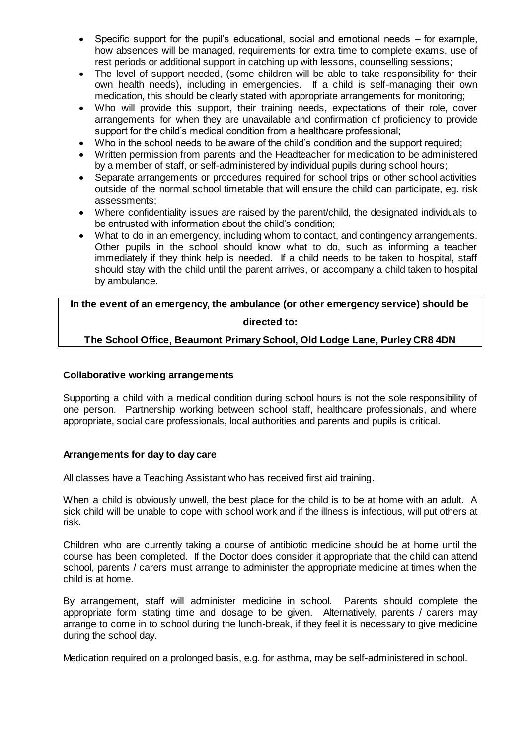- Specific support for the pupil's educational, social and emotional needs – for example, how absences will be managed, requirements for extra time to complete exams, use of rest periods or additional support in catching up with lessons, counselling sessions;
- The level of support needed, (some children will be able to take responsibility for their own health needs), including in emergencies. If a child is self-managing their own medication, this should be clearly stated with appropriate arrangements for monitoring;
- Who will provide this support, their training needs, expectations of their role, cover arrangements for when they are unavailable and confirmation of proficiency to provide support for the child's medical condition from a healthcare professional;
- Who in the school needs to be aware of the child's condition and the support required;
- Written permission from parents and the Headteacher for medication to be administered by a member of staff, or self-administered by individual pupils during school hours;
- Separate arrangements or procedures required for school trips or other school activities outside of the normal school timetable that will ensure the child can participate, eg. risk assessments;
- Where confidentiality issues are raised by the parent/child, the designated individuals to be entrusted with information about the child's condition;
- What to do in an emergency, including whom to contact, and contingency arrangements. Other pupils in the school should know what to do, such as informing a teacher immediately if they think help is needed. If a child needs to be taken to hospital, staff should stay with the child until the parent arrives, or accompany a child taken to hospital by ambulance.

| **In the event of an emergency, the ambulance (or other emergency service) should be directed to:** |
|---|
| **The School Office, Beaumont Primary School, Old Lodge Lane, Purley CR8 4DN** |

**Collaborative working arrangements**

Supporting a child with a medical condition during school hours is not the sole responsibility of one person. Partnership working between school staff, healthcare professionals, and where appropriate, social care professionals, local authorities and parents and pupils is critical.

**Arrangements for day to day care**

All classes have a Teaching Assistant who has received first aid training.

When a child is obviously unwell, the best place for the child is to be at home with an adult. A sick child will be unable to cope with school work and if the illness is infectious, will put others at risk.

Children who are currently taking a course of antibiotic medicine should be at home until the course has been completed. If the Doctor does consider it appropriate that the child can attend school, parents / carers must arrange to administer the appropriate medicine at times when the child is at home.

By arrangement, staff will administer medicine in school. Parents should complete the appropriate form stating time and dosage to be given. Alternatively, parents / carers may arrange to come in to school during the lunch-break, if they feel it is necessary to give medicine during the school day.

Medication required on a prolonged basis, e.g. for asthma, may be self-administered in school.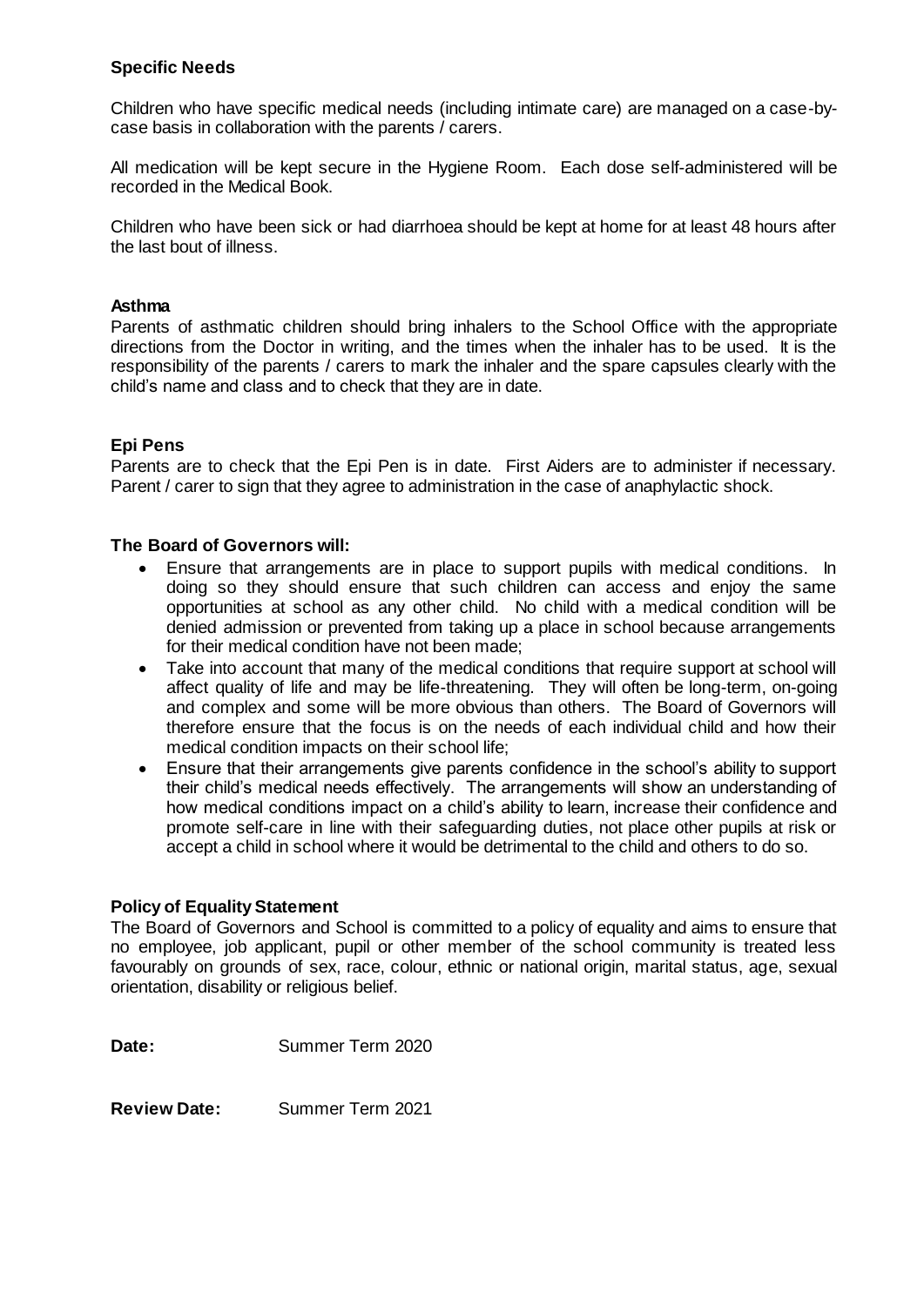**Specific Needs**

Children who have specific medical needs (including intimate care) are managed on a case-by-case basis in collaboration with the parents / carers.

All medication will be kept secure in the Hygiene Room. Each dose self-administered will be recorded in the Medical Book.

Children who have been sick or had diarrhoea should be kept at home for at least 48 hours after the last bout of illness.

**Asthma**

Parents of asthmatic children should bring inhalers to the School Office with the appropriate directions from the Doctor in writing, and the times when the inhaler has to be used. It is the responsibility of the parents / carers to mark the inhaler and the spare capsules clearly with the child's name and class and to check that they are in date.

**Epi Pens**

Parents are to check that the Epi Pen is in date. First Aiders are to administer if necessary. Parent / carer to sign that they agree to administration in the case of anaphylactic shock.

**The Board of Governors will:**

- Ensure that arrangements are in place to support pupils with medical conditions. In doing so they should ensure that such children can access and enjoy the same opportunities at school as any other child. No child with a medical condition will be denied admission or prevented from taking up a place in school because arrangements for their medical condition have not been made;
- Take into account that many of the medical conditions that require support at school will affect quality of life and may be life-threatening. They will often be long-term, on-going and complex and some will be more obvious than others. The Board of Governors will therefore ensure that the focus is on the needs of each individual child and how their medical condition impacts on their school life;
- Ensure that their arrangements give parents confidence in the school's ability to support their child's medical needs effectively. The arrangements will show an understanding of how medical conditions impact on a child's ability to learn, increase their confidence and promote self-care in line with their safeguarding duties, not place other pupils at risk or accept a child in school where it would be detrimental to the child and others to do so.

**Policy of Equality Statement**

The Board of Governors and School is committed to a policy of equality and aims to ensure that no employee, job applicant, pupil or other member of the school community is treated less favourably on grounds of sex, race, colour, ethnic or national origin, marital status, age, sexual orientation, disability or religious belief.

**Date:** Summer Term 2020

**Review Date:** Summer Term 2021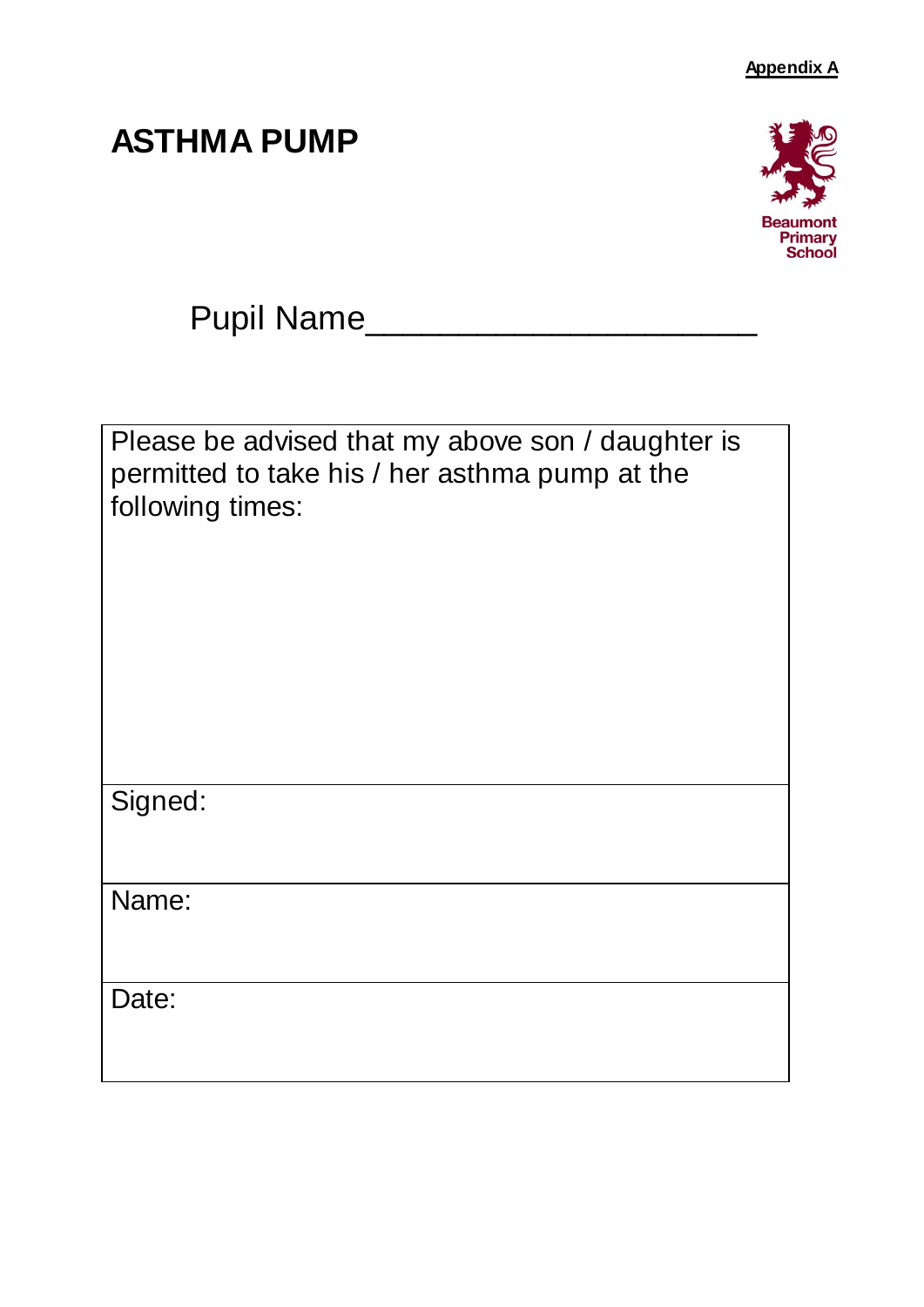**Appendix A**

# ASTHMA PUMP

Beaumont Primary School

Pupil Name____________________

| Please be advised that my above son / daughter is permitted to take his / her asthma pump at the following times: |
|---|
| Signed: |
| Name: |
| Date: |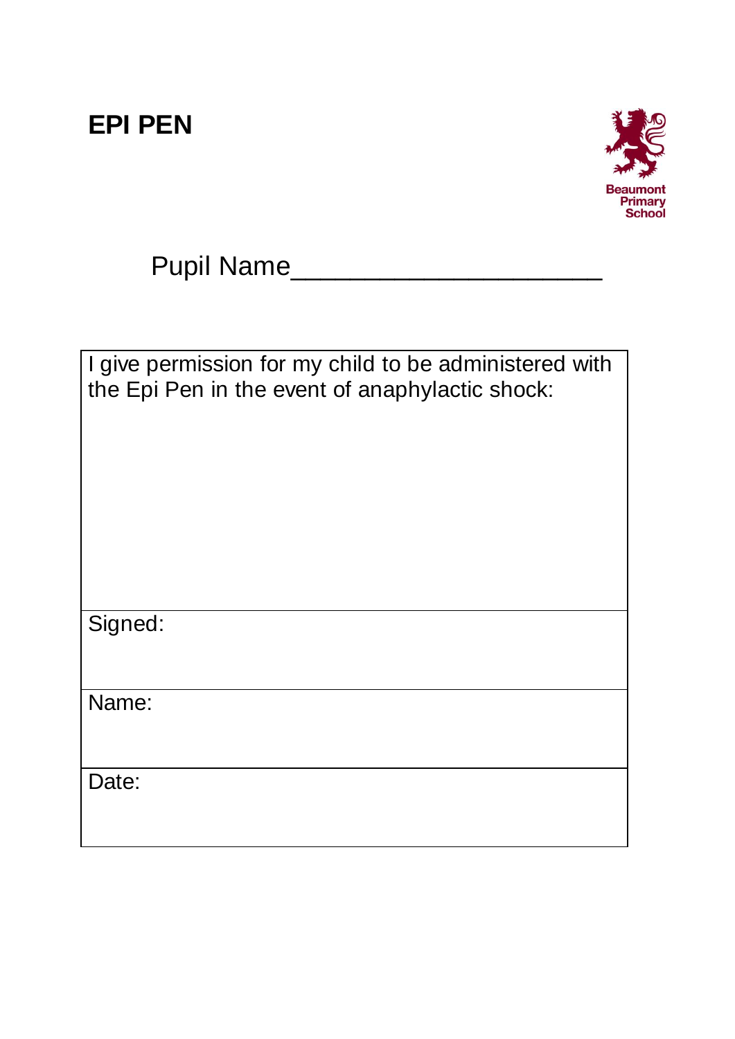# EPI PEN

Beaumont Primary School

Pupil Name____________________

| I give permission for my child to be administered with the Epi Pen in the event of anaphylactic shock: |
| --- |
| Signed: |
| Name: |
| Date: |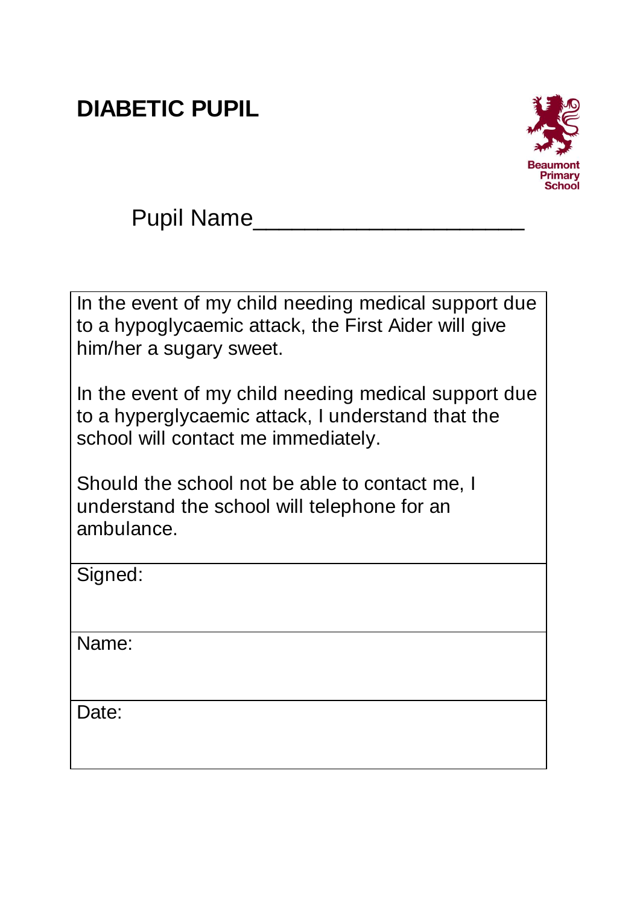# DIABETIC PUPIL

Beaumont Primary School

Pupil Name____________________

| In the event of my child needing medical support due to a hypoglycaemic attack, the First Aider will give him/her a sugary sweet.<br><br>In the event of my child needing medical support due to a hyperglycaemic attack, I understand that the school will contact me immediately.<br><br>Should the school not be able to contact me, I understand the school will telephone for an ambulance. |
| --- |
| Signed: |
| Name: |
| Date: |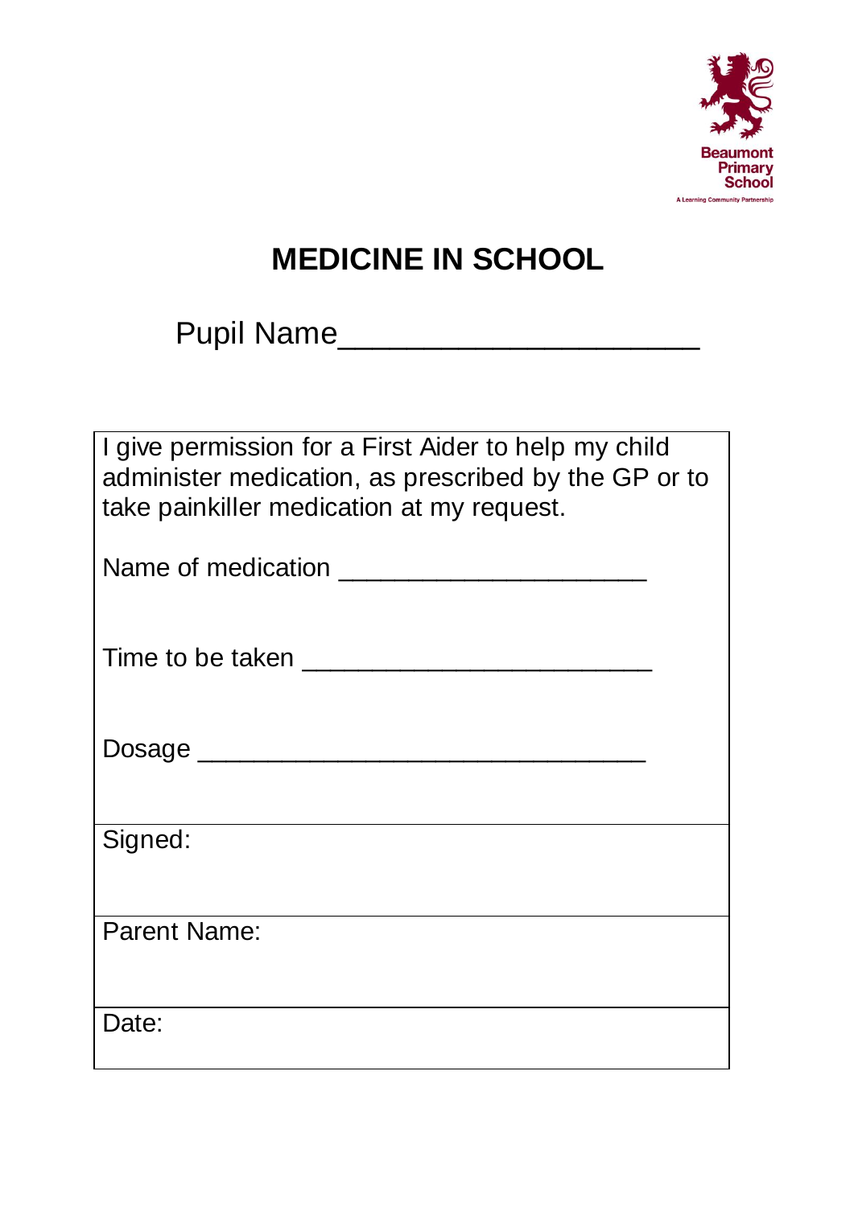Beaumont Primary School

A Learning Community Partnership

# MEDICINE IN SCHOOL

Pupil Name____________________

I give permission for a First Aider to help my child administer medication, as prescribed by the GP or to take painkiller medication at my request.

Name of medication ____________________

Time to be taken ______________________

Dosage ____________________________

Signed:

Parent Name:

Date: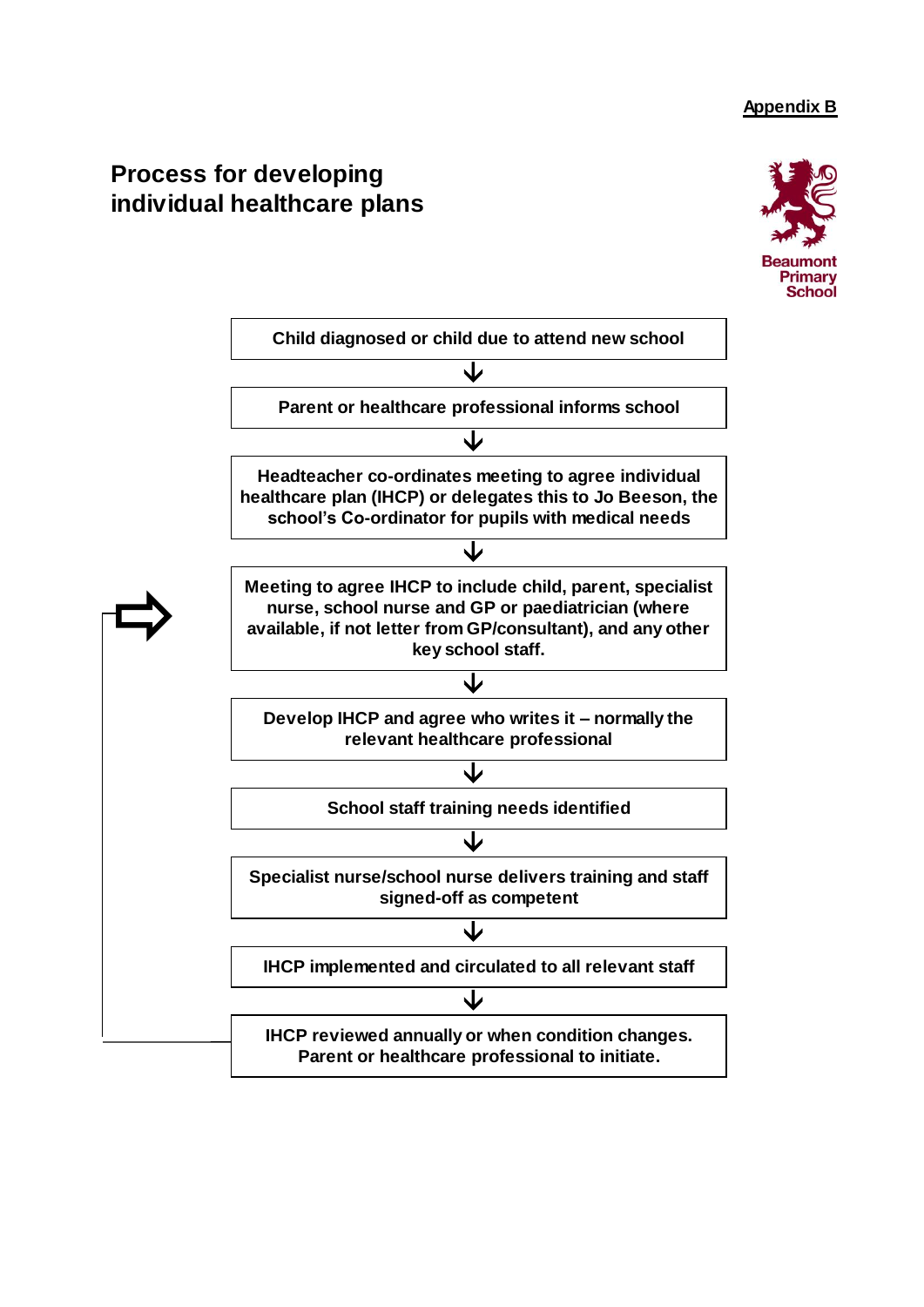**Appendix B**

# Process for developing individual healthcare plans

Beaumont Primary School

**Child diagnosed or child due to attend new school**

↓

**Parent or healthcare professional informs school**

↓

**Headteacher co-ordinates meeting to agree individual healthcare plan (IHCP) or delegates this to Jo Beeson, the school's Co-ordinator for pupils with medical needs**

↓

**Meeting to agree IHCP to include child, parent, specialist nurse, school nurse and GP or paediatrician (where available, if not letter from GP/consultant), and any other key school staff.**

↓

**Develop IHCP and agree who writes it – normally the relevant healthcare professional**

↓

**School staff training needs identified**

↓

**Specialist nurse/school nurse delivers training and staff signed-off as competent**

↓

**IHCP implemented and circulated to all relevant staff**

↓

**IHCP reviewed annually or when condition changes. Parent or healthcare professional to initiate.**